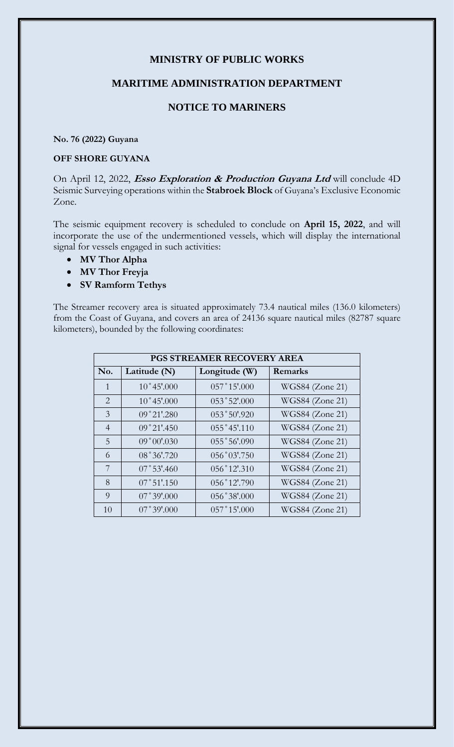# MINISTRY OF PUBLIC WORKS

## MARITIME ADMINISTRATION DEPARTMENT

## NOTICE TO MARINERS

**No. 76 (2022) Guyana**

**OFF SHORE GUYANA**

On April 12, 2022, ***Esso Exploration & Production Guyana Ltd*** will conclude 4D Seismic Surveying operations within the **Stabroek Block** of Guyana's Exclusive Economic Zone.

The seismic equipment recovery is scheduled to conclude on **April 15, 2022**, and will incorporate the use of the undermentioned vessels, which will display the international signal for vessels engaged in such activities:

- **MV Thor Alpha**
- **MV Thor Freyja**
- **SV Ramform Tethys**

The Streamer recovery area is situated approximately 73.4 nautical miles (136.0 kilometers) from the Coast of Guyana, and covers an area of 24136 square nautical miles (82787 square kilometers), bounded by the following coordinates:

| PGS STREAMER RECOVERY AREA | | | |
|---|---|---|---|
| **No.** | **Latitude (N)** | **Longitude (W)** | **Remarks** |
| 1 | 10˚45'.000 | 057˚15'.000 | WGS84 (Zone 21) |
| 2 | 10˚45'.000 | 053˚52'.000 | WGS84 (Zone 21) |
| 3 | 09˚21'.280 | 053˚50'.920 | WGS84 (Zone 21) |
| 4 | 09˚21'.450 | 055˚45'.110 | WGS84 (Zone 21) |
| 5 | 09˚00'.030 | 055˚56'.090 | WGS84 (Zone 21) |
| 6 | 08˚36'.720 | 056˚03'.750 | WGS84 (Zone 21) |
| 7 | 07˚53'.460 | 056˚12'.310 | WGS84 (Zone 21) |
| 8 | 07˚51'.150 | 056˚12'.790 | WGS84 (Zone 21) |
| 9 | 07˚39'.000 | 056˚38'.000 | WGS84 (Zone 21) |
| 10 | 07˚39'.000 | 057˚15'.000 | WGS84 (Zone 21) |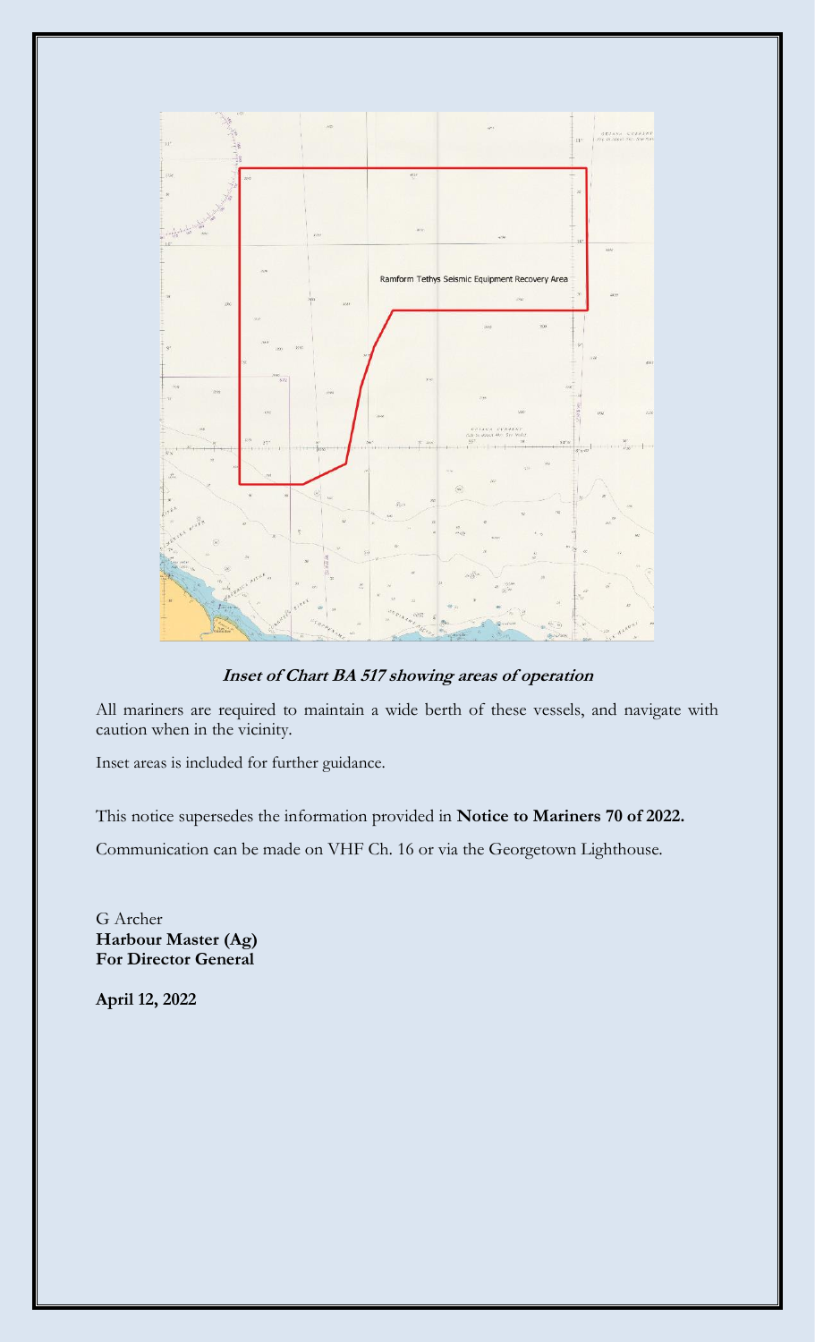Ramform Tethys Seismic Equipment Recovery Area

***Inset of Chart BA 517 showing areas of operation***

All mariners are required to maintain a wide berth of these vessels, and navigate with caution when in the vicinity.

Inset areas is included for further guidance.

This notice supersedes the information provided in **Notice to Mariners 70 of 2022.**

Communication can be made on VHF Ch. 16 or via the Georgetown Lighthouse.

G Archer
**Harbour Master (Ag)**
**For Director General**

**April 12, 2022**